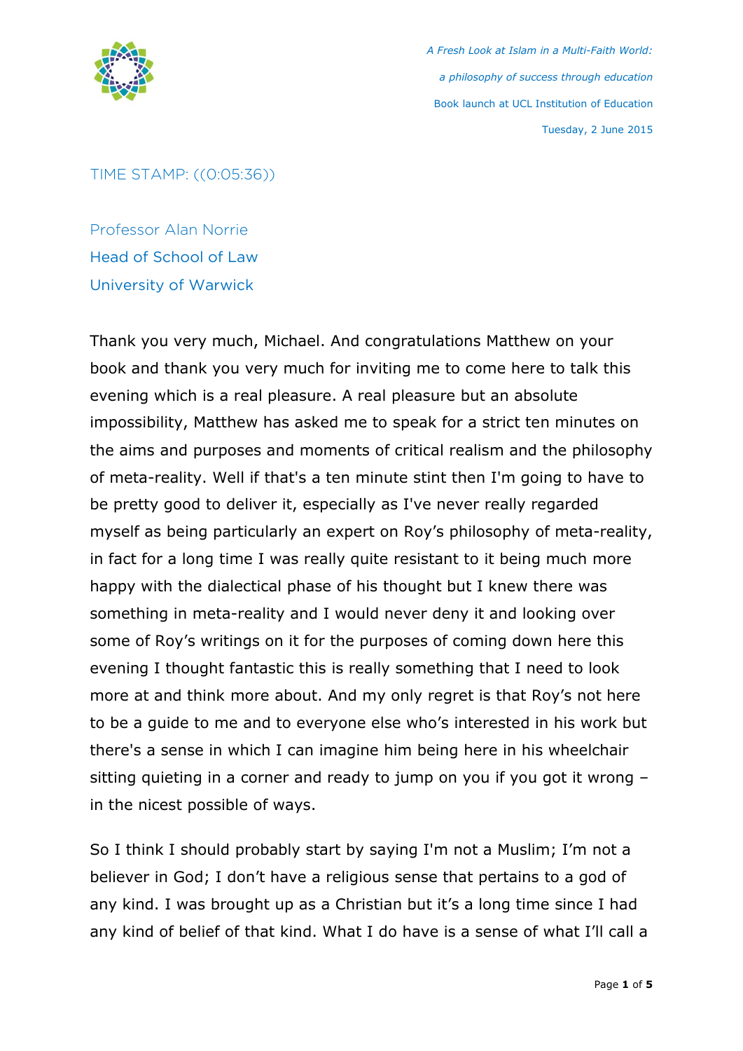*A Fresh Look at Islam in a Multi-Faith World:*

*a philosophy of success through education*

Book launch at UCL Institution of Education

Tuesday, 2 June 2015

TIME STAMP: ((0:05:36))

Professor Alan Norrie
Head of School of Law
University of Warwick

Thank you very much, Michael. And congratulations Matthew on your book and thank you very much for inviting me to come here to talk this evening which is a real pleasure. A real pleasure but an absolute impossibility, Matthew has asked me to speak for a strict ten minutes on the aims and purposes and moments of critical realism and the philosophy of meta-reality. Well if that's a ten minute stint then I'm going to have to be pretty good to deliver it, especially as I've never really regarded myself as being particularly an expert on Roy's philosophy of meta-reality, in fact for a long time I was really quite resistant to it being much more happy with the dialectical phase of his thought but I knew there was something in meta-reality and I would never deny it and looking over some of Roy's writings on it for the purposes of coming down here this evening I thought fantastic this is really something that I need to look more at and think more about. And my only regret is that Roy's not here to be a guide to me and to everyone else who's interested in his work but there's a sense in which I can imagine him being here in his wheelchair sitting quieting in a corner and ready to jump on you if you got it wrong – in the nicest possible of ways.

So I think I should probably start by saying I'm not a Muslim; I'm not a believer in God; I don't have a religious sense that pertains to a god of any kind. I was brought up as a Christian but it's a long time since I had any kind of belief of that kind. What I do have is a sense of what I'll call a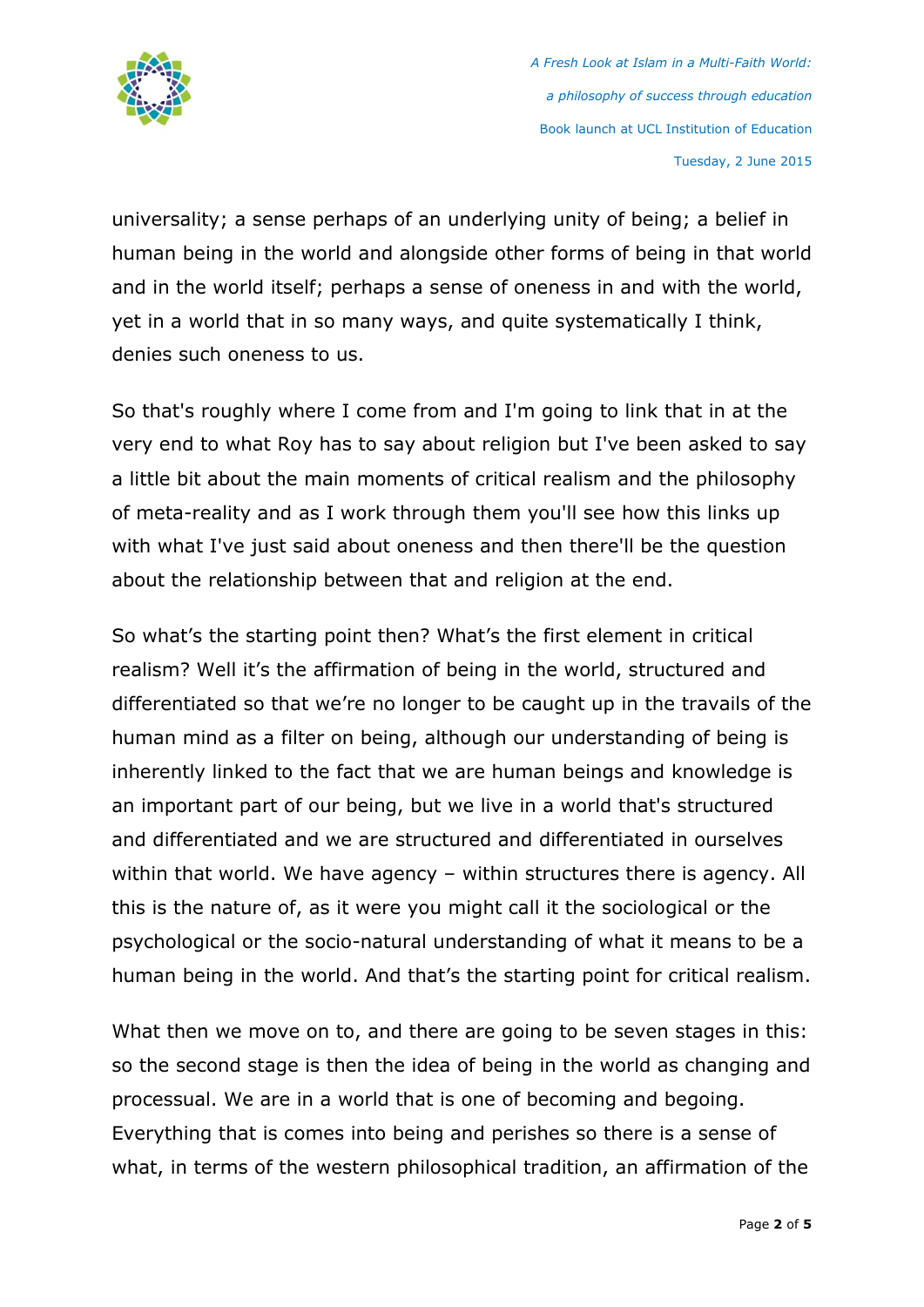universality; a sense perhaps of an underlying unity of being; a belief in human being in the world and alongside other forms of being in that world and in the world itself; perhaps a sense of oneness in and with the world, yet in a world that in so many ways, and quite systematically I think, denies such oneness to us.

So that's roughly where I come from and I'm going to link that in at the very end to what Roy has to say about religion but I've been asked to say a little bit about the main moments of critical realism and the philosophy of meta-reality and as I work through them you'll see how this links up with what I've just said about oneness and then there'll be the question about the relationship between that and religion at the end.

So what's the starting point then? What's the first element in critical realism? Well it's the affirmation of being in the world, structured and differentiated so that we're no longer to be caught up in the travails of the human mind as a filter on being, although our understanding of being is inherently linked to the fact that we are human beings and knowledge is an important part of our being, but we live in a world that's structured and differentiated and we are structured and differentiated in ourselves within that world. We have agency – within structures there is agency. All this is the nature of, as it were you might call it the sociological or the psychological or the socio-natural understanding of what it means to be a human being in the world. And that's the starting point for critical realism.

What then we move on to, and there are going to be seven stages in this: so the second stage is then the idea of being in the world as changing and processual. We are in a world that is one of becoming and begoing. Everything that is comes into being and perishes so there is a sense of what, in terms of the western philosophical tradition, an affirmation of the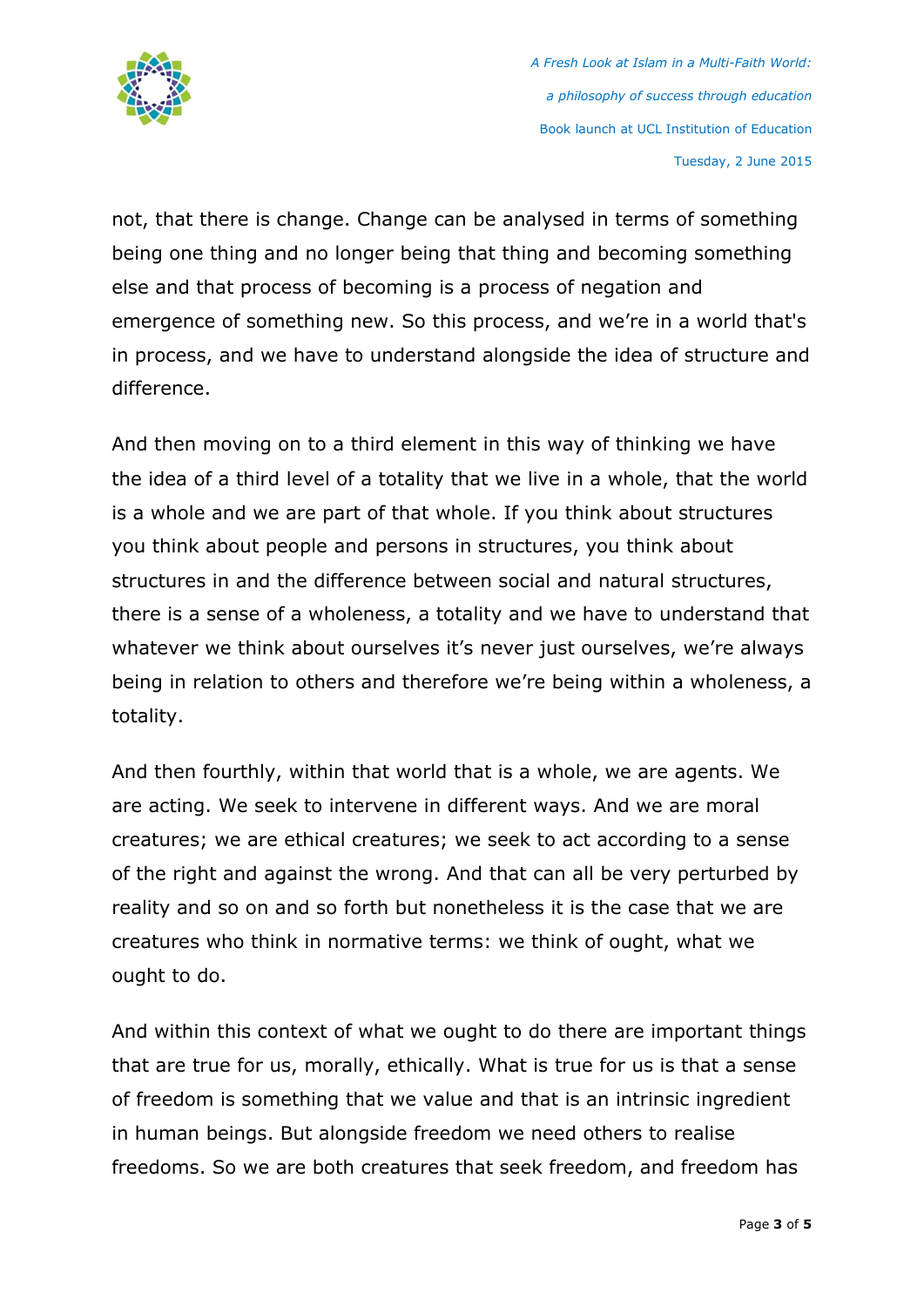not, that there is change. Change can be analysed in terms of something being one thing and no longer being that thing and becoming something else and that process of becoming is a process of negation and emergence of something new. So this process, and we're in a world that's in process, and we have to understand alongside the idea of structure and difference.

And then moving on to a third element in this way of thinking we have the idea of a third level of a totality that we live in a whole, that the world is a whole and we are part of that whole. If you think about structures you think about people and persons in structures, you think about structures in and the difference between social and natural structures, there is a sense of a wholeness, a totality and we have to understand that whatever we think about ourselves it's never just ourselves, we're always being in relation to others and therefore we're being within a wholeness, a totality.

And then fourthly, within that world that is a whole, we are agents. We are acting. We seek to intervene in different ways. And we are moral creatures; we are ethical creatures; we seek to act according to a sense of the right and against the wrong. And that can all be very perturbed by reality and so on and so forth but nonetheless it is the case that we are creatures who think in normative terms: we think of ought, what we ought to do.

And within this context of what we ought to do there are important things that are true for us, morally, ethically. What is true for us is that a sense of freedom is something that we value and that is an intrinsic ingredient in human beings. But alongside freedom we need others to realise freedoms. So we are both creatures that seek freedom, and freedom has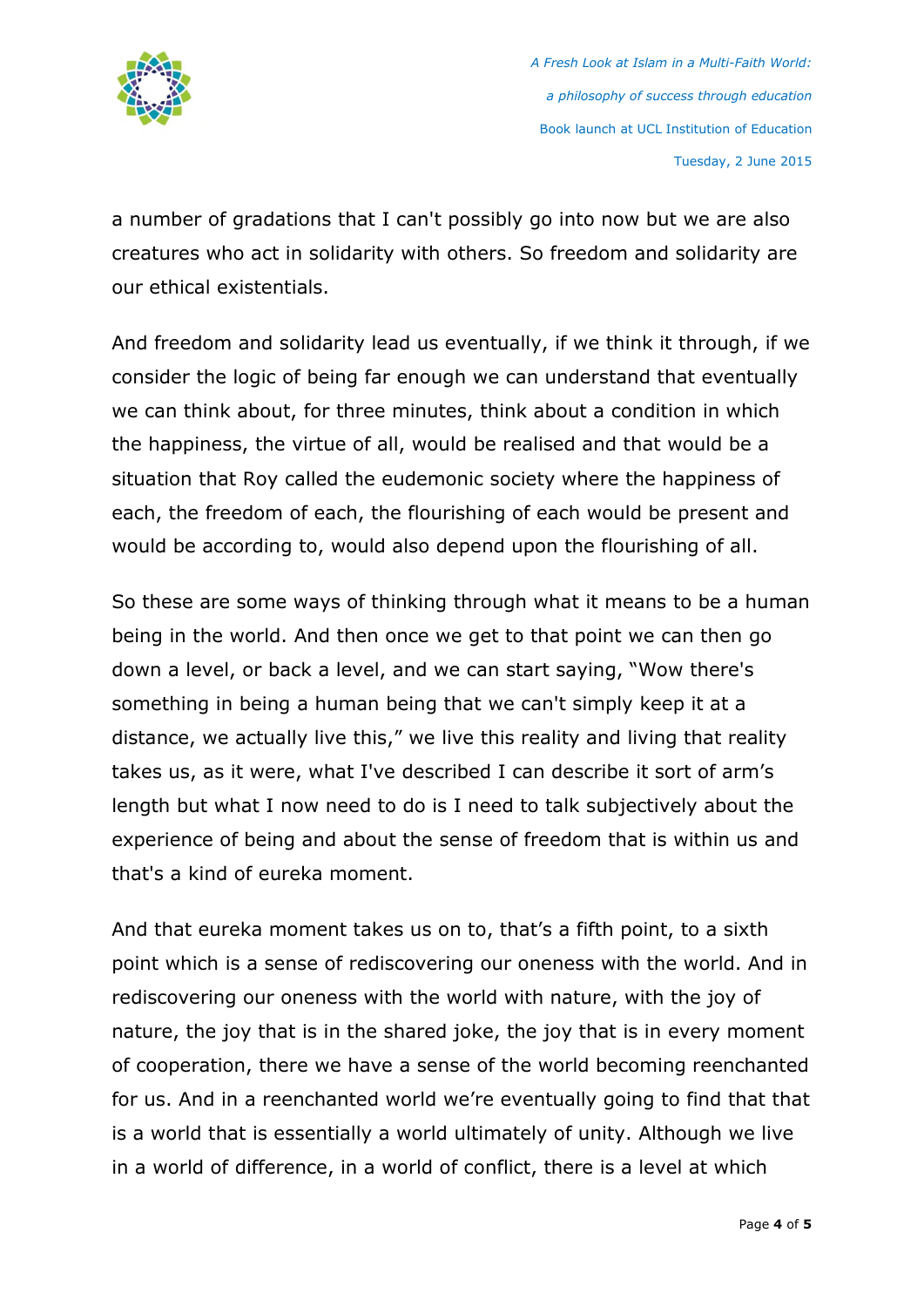a number of gradations that I can't possibly go into now but we are also creatures who act in solidarity with others. So freedom and solidarity are our ethical existentials.

And freedom and solidarity lead us eventually, if we think it through, if we consider the logic of being far enough we can understand that eventually we can think about, for three minutes, think about a condition in which the happiness, the virtue of all, would be realised and that would be a situation that Roy called the eudemonic society where the happiness of each, the freedom of each, the flourishing of each would be present and would be according to, would also depend upon the flourishing of all.

So these are some ways of thinking through what it means to be a human being in the world. And then once we get to that point we can then go down a level, or back a level, and we can start saying, "Wow there's something in being a human being that we can't simply keep it at a distance, we actually live this," we live this reality and living that reality takes us, as it were, what I've described I can describe it sort of arm's length but what I now need to do is I need to talk subjectively about the experience of being and about the sense of freedom that is within us and that's a kind of eureka moment.

And that eureka moment takes us on to, that's a fifth point, to a sixth point which is a sense of rediscovering our oneness with the world. And in rediscovering our oneness with the world with nature, with the joy of nature, the joy that is in the shared joke, the joy that is in every moment of cooperation, there we have a sense of the world becoming reenchanted for us. And in a reenchanted world we're eventually going to find that that is a world that is essentially a world ultimately of unity. Although we live in a world of difference, in a world of conflict, there is a level at which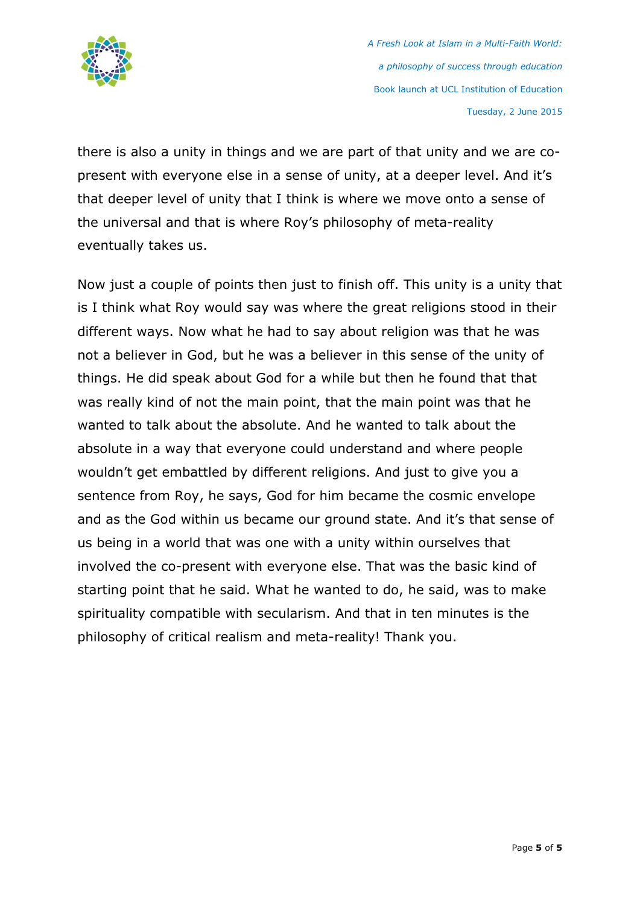there is also a unity in things and we are part of that unity and we are co-present with everyone else in a sense of unity, at a deeper level. And it's that deeper level of unity that I think is where we move onto a sense of the universal and that is where Roy's philosophy of meta-reality eventually takes us.

Now just a couple of points then just to finish off. This unity is a unity that is I think what Roy would say was where the great religions stood in their different ways. Now what he had to say about religion was that he was not a believer in God, but he was a believer in this sense of the unity of things. He did speak about God for a while but then he found that that was really kind of not the main point, that the main point was that he wanted to talk about the absolute. And he wanted to talk about the absolute in a way that everyone could understand and where people wouldn't get embattled by different religions. And just to give you a sentence from Roy, he says, God for him became the cosmic envelope and as the God within us became our ground state. And it's that sense of us being in a world that was one with a unity within ourselves that involved the co-present with everyone else. That was the basic kind of starting point that he said. What he wanted to do, he said, was to make spirituality compatible with secularism. And that in ten minutes is the philosophy of critical realism and meta-reality! Thank you.